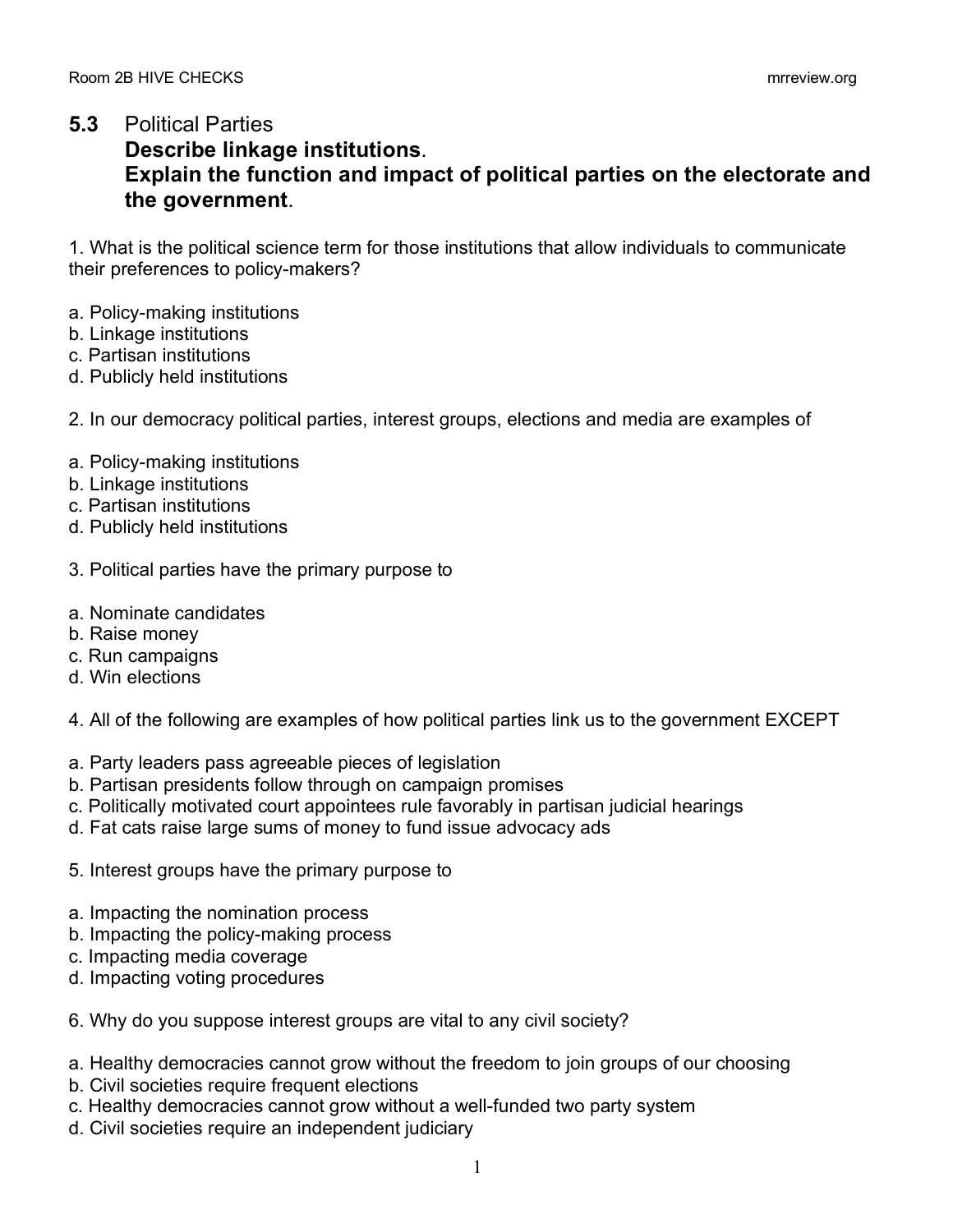## 5.3 Political Parties

**Describe linkage institutions.**

**Explain the function and impact of political parties on the electorate and the government.**

1. What is the political science term for those institutions that allow individuals to communicate their preferences to policy-makers?

a. Policy-making institutions
b. Linkage institutions
c. Partisan institutions
d. Publicly held institutions

2. In our democracy political parties, interest groups, elections and media are examples of

a. Policy-making institutions
b. Linkage institutions
c. Partisan institutions
d. Publicly held institutions

3. Political parties have the primary purpose to

a. Nominate candidates
b. Raise money
c. Run campaigns
d. Win elections

4. All of the following are examples of how political parties link us to the government EXCEPT

a. Party leaders pass agreeable pieces of legislation
b. Partisan presidents follow through on campaign promises
c. Politically motivated court appointees rule favorably in partisan judicial hearings
d. Fat cats raise large sums of money to fund issue advocacy ads

5. Interest groups have the primary purpose to

a. Impacting the nomination process
b. Impacting the policy-making process
c. Impacting media coverage
d. Impacting voting procedures

6. Why do you suppose interest groups are vital to any civil society?

a. Healthy democracies cannot grow without the freedom to join groups of our choosing
b. Civil societies require frequent elections
c. Healthy democracies cannot grow without a well-funded two party system
d. Civil societies require an independent judiciary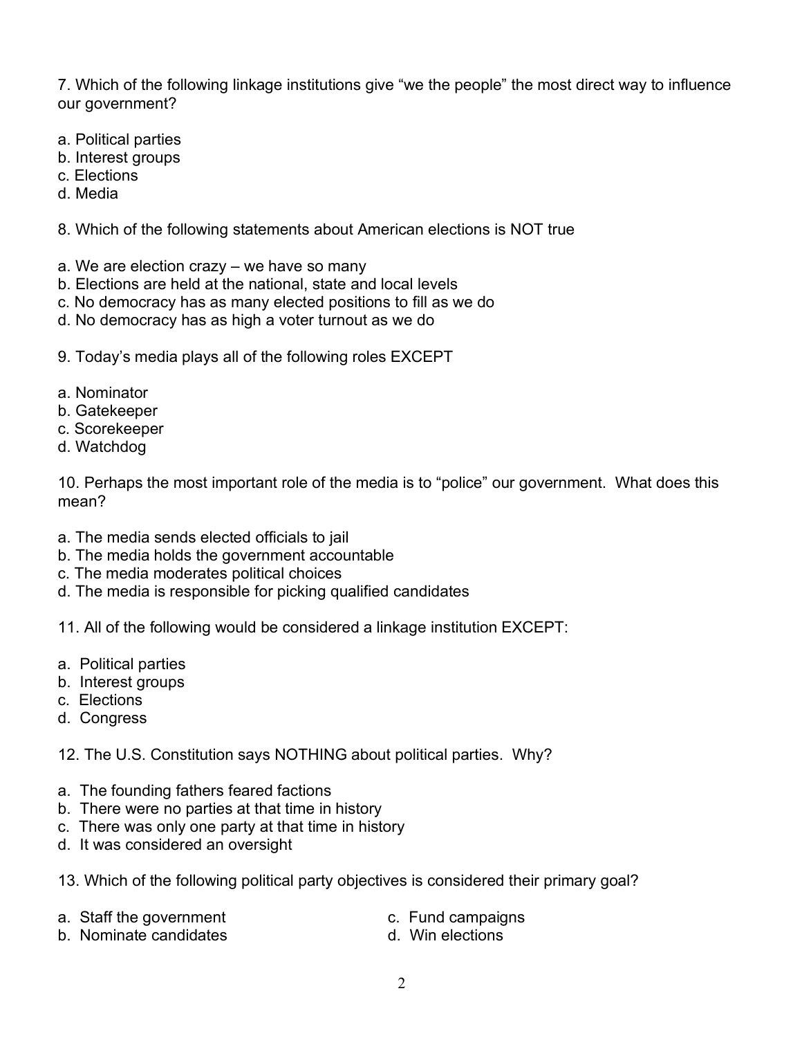7. Which of the following linkage institutions give "we the people" the most direct way to influence our government?

a. Political parties
b. Interest groups
c. Elections
d. Media

8. Which of the following statements about American elections is NOT true

a. We are election crazy – we have so many
b. Elections are held at the national, state and local levels
c. No democracy has as many elected positions to fill as we do
d. No democracy has as high a voter turnout as we do

9. Today's media plays all of the following roles EXCEPT

a. Nominator
b. Gatekeeper
c. Scorekeeper
d. Watchdog

10. Perhaps the most important role of the media is to "police" our government. What does this mean?

a. The media sends elected officials to jail
b. The media holds the government accountable
c. The media moderates political choices
d. The media is responsible for picking qualified candidates

11. All of the following would be considered a linkage institution EXCEPT:

a. Political parties
b. Interest groups
c. Elections
d. Congress

12. The U.S. Constitution says NOTHING about political parties. Why?

a. The founding fathers feared factions
b. There were no parties at that time in history
c. There was only one party at that time in history
d. It was considered an oversight

13. Which of the following political party objectives is considered their primary goal?

a. Staff the government
b. Nominate candidates
c. Fund campaigns
d. Win elections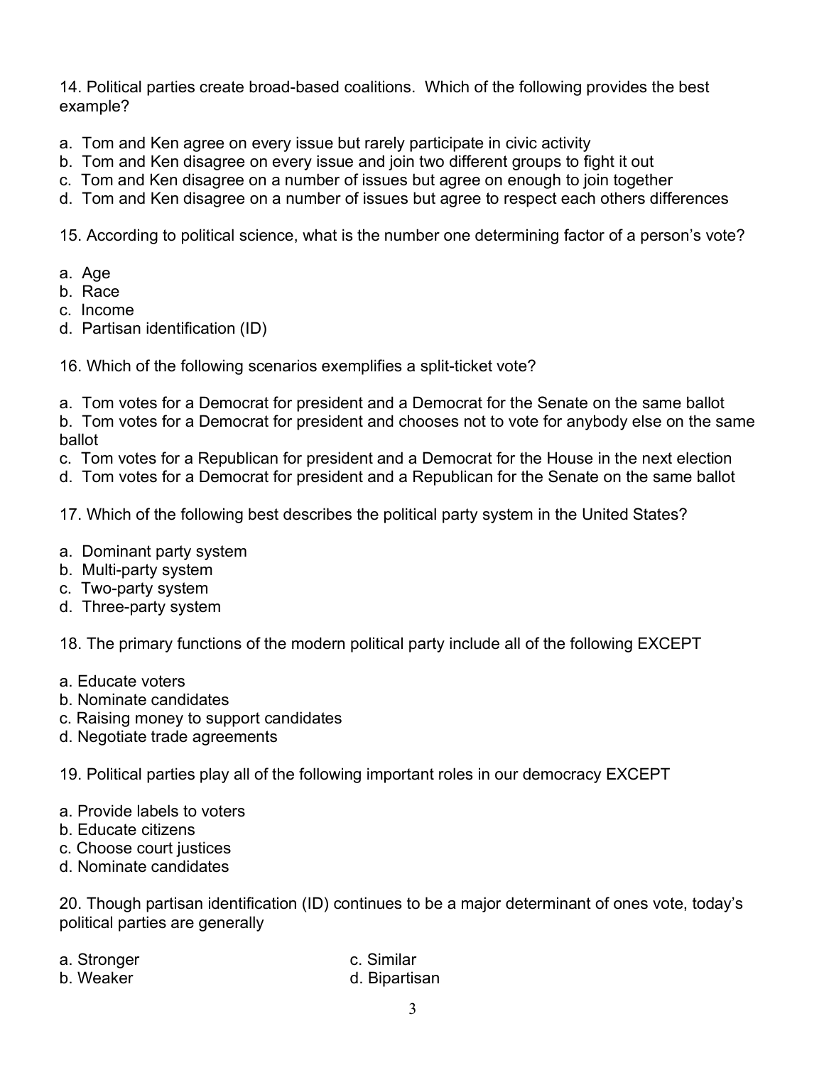14. Political parties create broad-based coalitions. Which of the following provides the best example?

a. Tom and Ken agree on every issue but rarely participate in civic activity
b. Tom and Ken disagree on every issue and join two different groups to fight it out
c. Tom and Ken disagree on a number of issues but agree on enough to join together
d. Tom and Ken disagree on a number of issues but agree to respect each others differences

15. According to political science, what is the number one determining factor of a person's vote?

a. Age
b. Race
c. Income
d. Partisan identification (ID)

16. Which of the following scenarios exemplifies a split-ticket vote?

a. Tom votes for a Democrat for president and a Democrat for the Senate on the same ballot
b. Tom votes for a Democrat for president and chooses not to vote for anybody else on the same ballot
c. Tom votes for a Republican for president and a Democrat for the House in the next election
d. Tom votes for a Democrat for president and a Republican for the Senate on the same ballot

17. Which of the following best describes the political party system in the United States?

a. Dominant party system
b. Multi-party system
c. Two-party system
d. Three-party system

18. The primary functions of the modern political party include all of the following EXCEPT

a. Educate voters
b. Nominate candidates
c. Raising money to support candidates
d. Negotiate trade agreements

19. Political parties play all of the following important roles in our democracy EXCEPT

a. Provide labels to voters
b. Educate citizens
c. Choose court justices
d. Nominate candidates

20. Though partisan identification (ID) continues to be a major determinant of ones vote, today's political parties are generally

a. Stronger
b. Weaker
c. Similar
d. Bipartisan